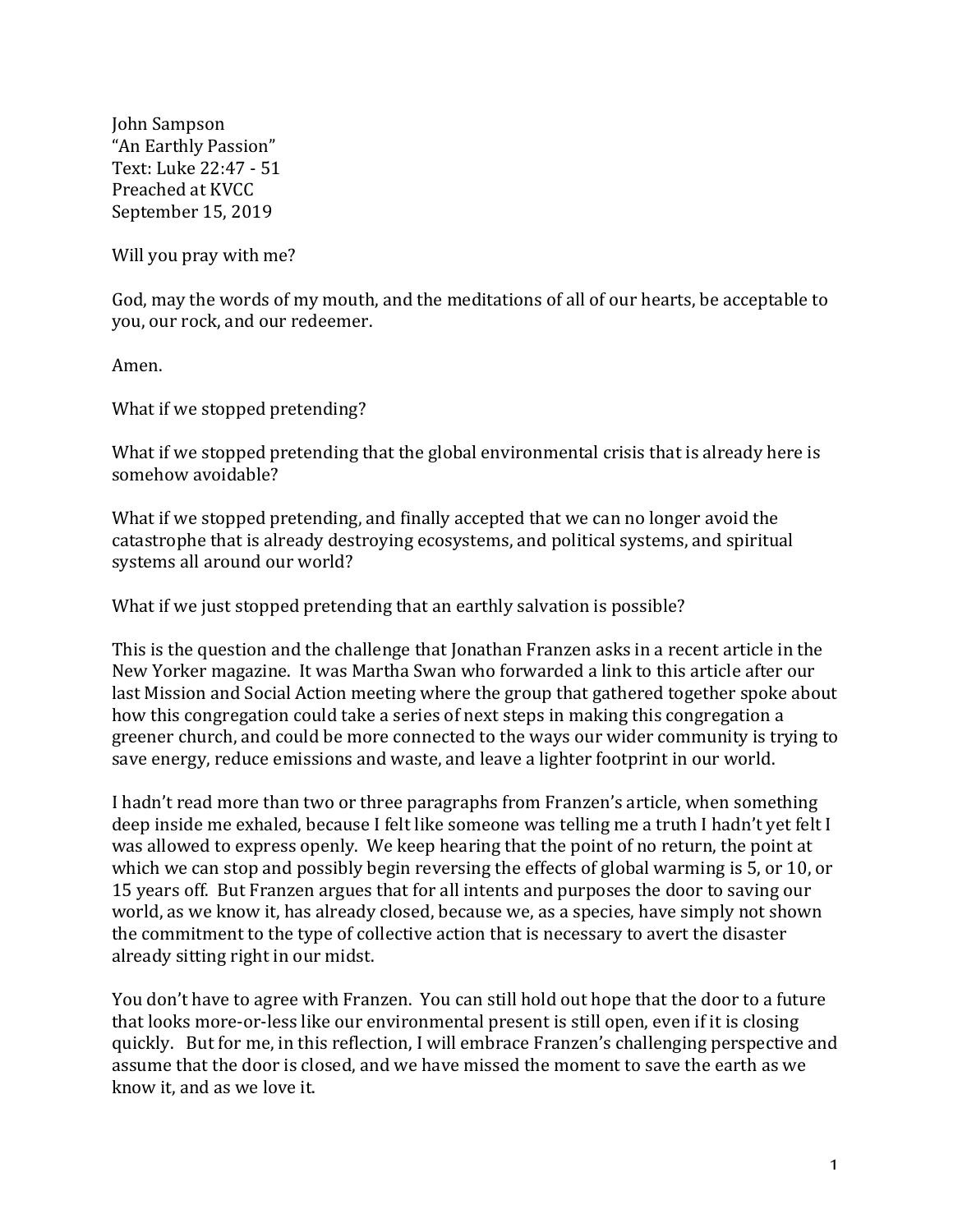John Sampson
"An Earthly Passion"
Text: Luke 22:47 - 51
Preached at KVCC
September 15, 2019

Will you pray with me?

God, may the words of my mouth, and the meditations of all of our hearts, be acceptable to you, our rock, and our redeemer.

Amen.

What if we stopped pretending?

What if we stopped pretending that the global environmental crisis that is already here is somehow avoidable?

What if we stopped pretending, and finally accepted that we can no longer avoid the catastrophe that is already destroying ecosystems, and political systems, and spiritual systems all around our world?

What if we just stopped pretending that an earthly salvation is possible?

This is the question and the challenge that Jonathan Franzen asks in a recent article in the New Yorker magazine. It was Martha Swan who forwarded a link to this article after our last Mission and Social Action meeting where the group that gathered together spoke about how this congregation could take a series of next steps in making this congregation a greener church, and could be more connected to the ways our wider community is trying to save energy, reduce emissions and waste, and leave a lighter footprint in our world.

I hadn't read more than two or three paragraphs from Franzen's article, when something deep inside me exhaled, because I felt like someone was telling me a truth I hadn't yet felt I was allowed to express openly. We keep hearing that the point of no return, the point at which we can stop and possibly begin reversing the effects of global warming is 5, or 10, or 15 years off. But Franzen argues that for all intents and purposes the door to saving our world, as we know it, has already closed, because we, as a species, have simply not shown the commitment to the type of collective action that is necessary to avert the disaster already sitting right in our midst.

You don't have to agree with Franzen. You can still hold out hope that the door to a future that looks more-or-less like our environmental present is still open, even if it is closing quickly. But for me, in this reflection, I will embrace Franzen's challenging perspective and assume that the door is closed, and we have missed the moment to save the earth as we know it, and as we love it.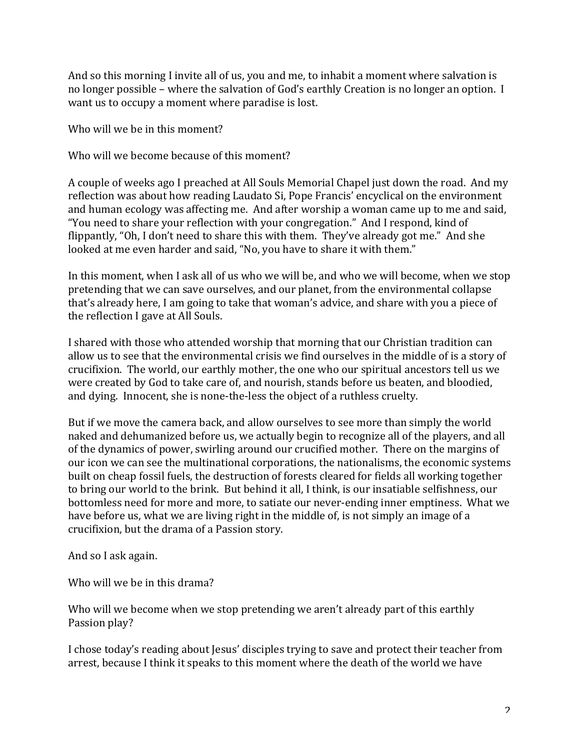And so this morning I invite all of us, you and me, to inhabit a moment where salvation is no longer possible – where the salvation of God's earthly Creation is no longer an option. I want us to occupy a moment where paradise is lost.

Who will we be in this moment?

Who will we become because of this moment?

A couple of weeks ago I preached at All Souls Memorial Chapel just down the road. And my reflection was about how reading Laudato Si, Pope Francis' encyclical on the environment and human ecology was affecting me. And after worship a woman came up to me and said, "You need to share your reflection with your congregation." And I respond, kind of flippantly, "Oh, I don't need to share this with them. They've already got me." And she looked at me even harder and said, "No, you have to share it with them."

In this moment, when I ask all of us who we will be, and who we will become, when we stop pretending that we can save ourselves, and our planet, from the environmental collapse that's already here, I am going to take that woman's advice, and share with you a piece of the reflection I gave at All Souls.

I shared with those who attended worship that morning that our Christian tradition can allow us to see that the environmental crisis we find ourselves in the middle of is a story of crucifixion. The world, our earthly mother, the one who our spiritual ancestors tell us we were created by God to take care of, and nourish, stands before us beaten, and bloodied, and dying. Innocent, she is none-the-less the object of a ruthless cruelty.

But if we move the camera back, and allow ourselves to see more than simply the world naked and dehumanized before us, we actually begin to recognize all of the players, and all of the dynamics of power, swirling around our crucified mother. There on the margins of our icon we can see the multinational corporations, the nationalisms, the economic systems built on cheap fossil fuels, the destruction of forests cleared for fields all working together to bring our world to the brink. But behind it all, I think, is our insatiable selfishness, our bottomless need for more and more, to satiate our never-ending inner emptiness. What we have before us, what we are living right in the middle of, is not simply an image of a crucifixion, but the drama of a Passion story.

And so I ask again.

Who will we be in this drama?

Who will we become when we stop pretending we aren't already part of this earthly Passion play?

I chose today's reading about Jesus' disciples trying to save and protect their teacher from arrest, because I think it speaks to this moment where the death of the world we have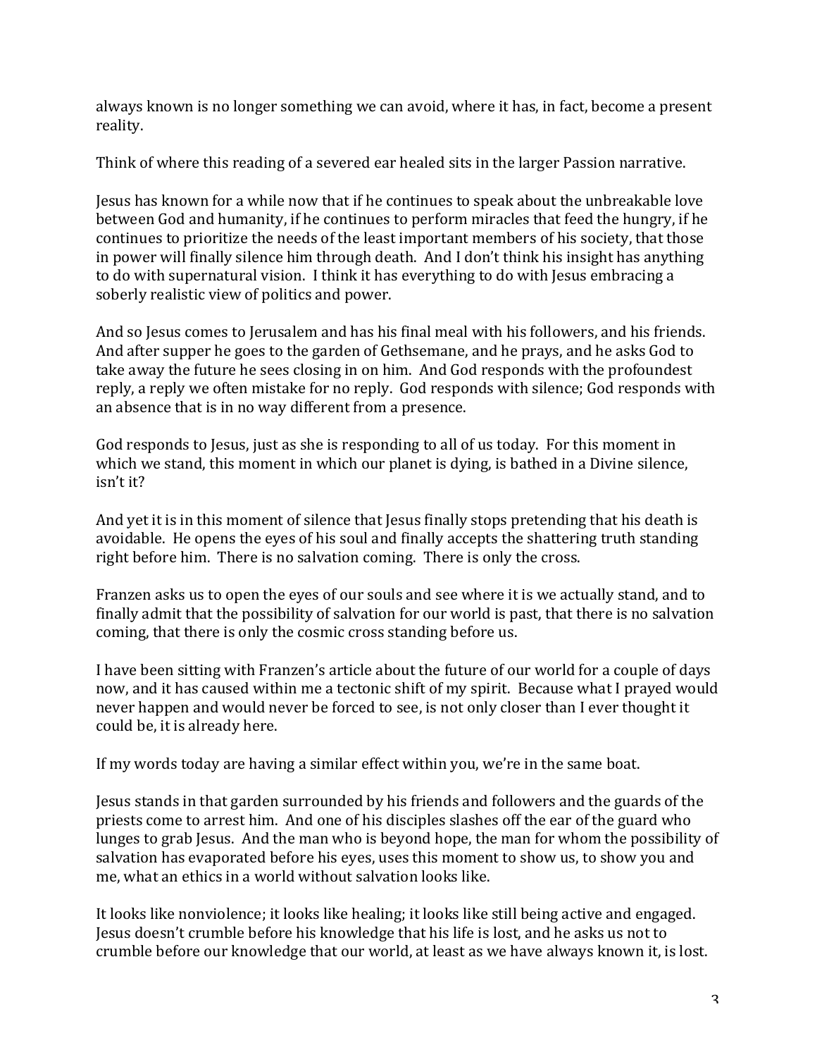always known is no longer something we can avoid, where it has, in fact, become a present reality.

Think of where this reading of a severed ear healed sits in the larger Passion narrative.

Jesus has known for a while now that if he continues to speak about the unbreakable love between God and humanity, if he continues to perform miracles that feed the hungry, if he continues to prioritize the needs of the least important members of his society, that those in power will finally silence him through death. And I don't think his insight has anything to do with supernatural vision. I think it has everything to do with Jesus embracing a soberly realistic view of politics and power.

And so Jesus comes to Jerusalem and has his final meal with his followers, and his friends. And after supper he goes to the garden of Gethsemane, and he prays, and he asks God to take away the future he sees closing in on him. And God responds with the profoundest reply, a reply we often mistake for no reply. God responds with silence; God responds with an absence that is in no way different from a presence.

God responds to Jesus, just as she is responding to all of us today. For this moment in which we stand, this moment in which our planet is dying, is bathed in a Divine silence, isn't it?

And yet it is in this moment of silence that Jesus finally stops pretending that his death is avoidable. He opens the eyes of his soul and finally accepts the shattering truth standing right before him. There is no salvation coming. There is only the cross.

Franzen asks us to open the eyes of our souls and see where it is we actually stand, and to finally admit that the possibility of salvation for our world is past, that there is no salvation coming, that there is only the cosmic cross standing before us.

I have been sitting with Franzen's article about the future of our world for a couple of days now, and it has caused within me a tectonic shift of my spirit. Because what I prayed would never happen and would never be forced to see, is not only closer than I ever thought it could be, it is already here.

If my words today are having a similar effect within you, we're in the same boat.

Jesus stands in that garden surrounded by his friends and followers and the guards of the priests come to arrest him. And one of his disciples slashes off the ear of the guard who lunges to grab Jesus. And the man who is beyond hope, the man for whom the possibility of salvation has evaporated before his eyes, uses this moment to show us, to show you and me, what an ethics in a world without salvation looks like.

It looks like nonviolence; it looks like healing; it looks like still being active and engaged. Jesus doesn't crumble before his knowledge that his life is lost, and he asks us not to crumble before our knowledge that our world, at least as we have always known it, is lost.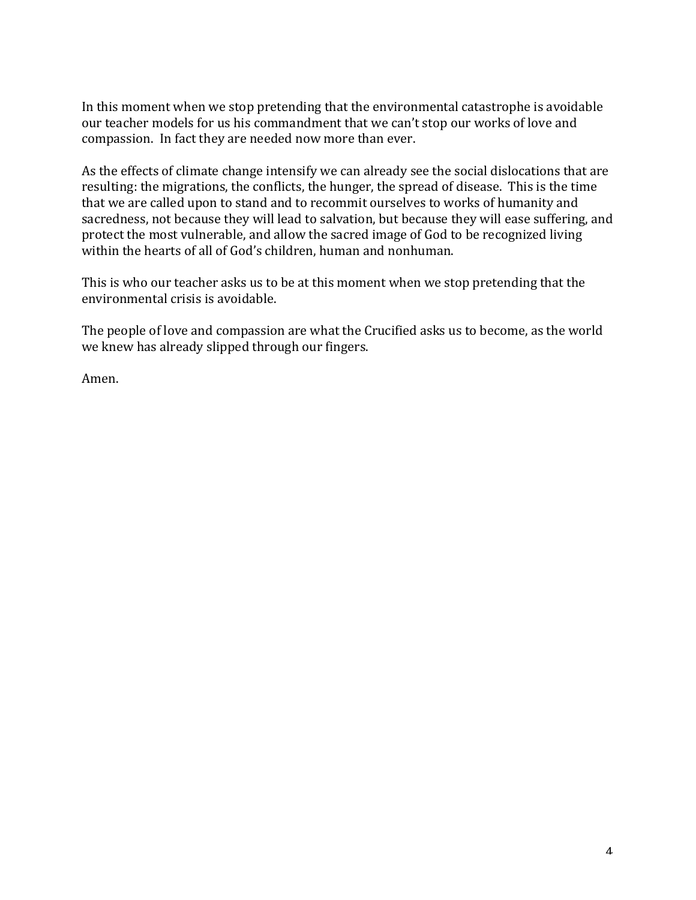In this moment when we stop pretending that the environmental catastrophe is avoidable our teacher models for us his commandment that we can't stop our works of love and compassion. In fact they are needed now more than ever.

As the effects of climate change intensify we can already see the social dislocations that are resulting: the migrations, the conflicts, the hunger, the spread of disease. This is the time that we are called upon to stand and to recommit ourselves to works of humanity and sacredness, not because they will lead to salvation, but because they will ease suffering, and protect the most vulnerable, and allow the sacred image of God to be recognized living within the hearts of all of God's children, human and nonhuman.

This is who our teacher asks us to be at this moment when we stop pretending that the environmental crisis is avoidable.

The people of love and compassion are what the Crucified asks us to become, as the world we knew has already slipped through our fingers.

Amen.